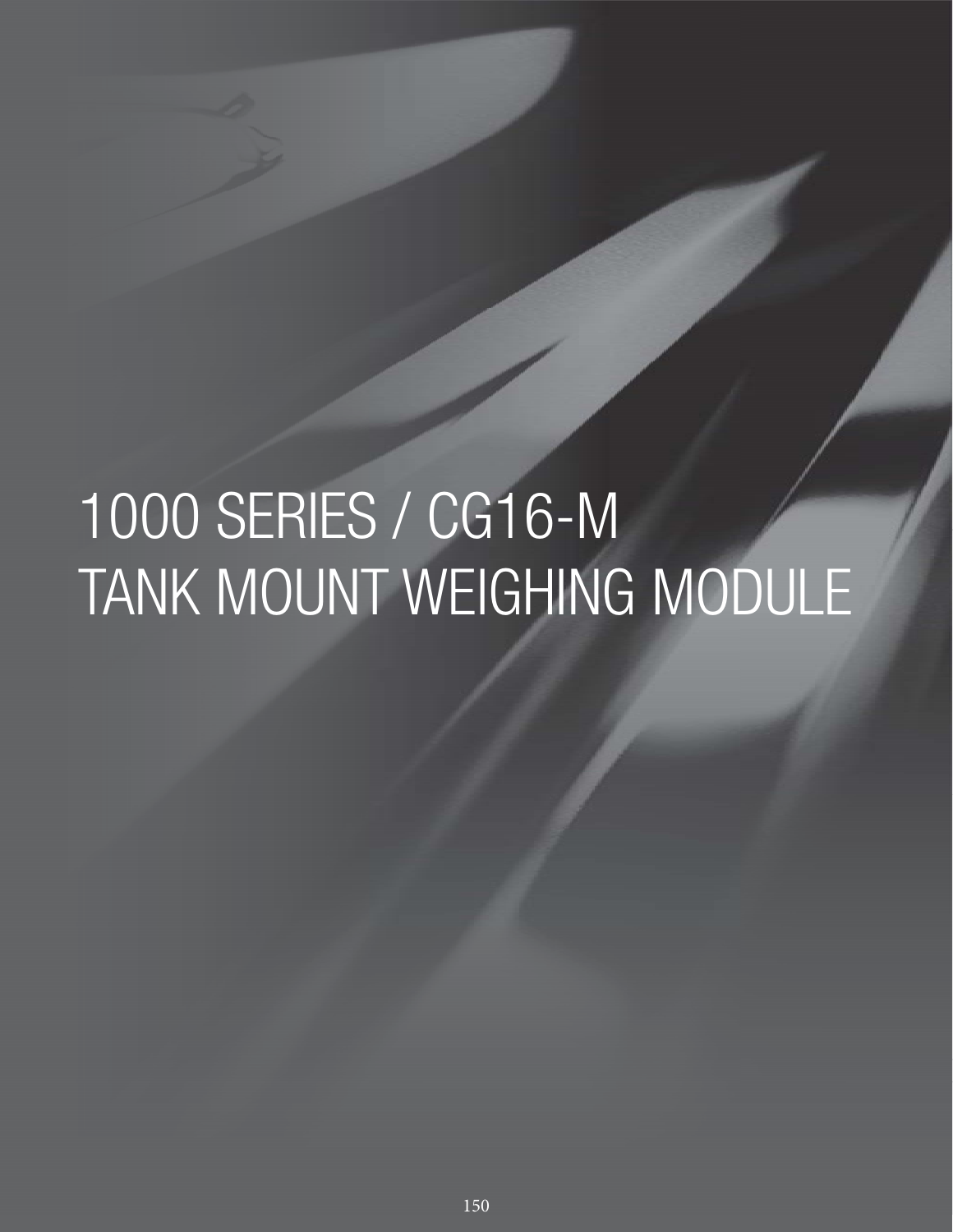# 1000 SERIES / CG16-M
# TANK MOUNT WEIGHING MODULE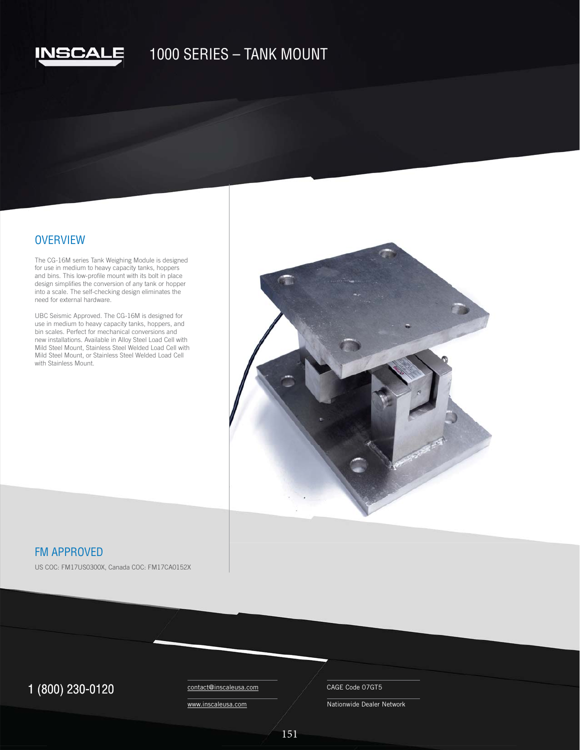# 1000 SERIES – TANK MOUNT

## OVERVIEW

The CG-16M series Tank Weighing Module is designed for use in medium to heavy capacity tanks, hoppers and bins. This low-profile mount with its bolt in place design simplifies the conversion of any tank or hopper into a scale. The self-checking design eliminates the need for external hardware.

UBC Seismic Approved. The CG-16M is designed for use in medium to heavy capacity tanks, hoppers, and bin scales. Perfect for mechanical conversions and new installations. Available in Alloy Steel Load Cell with Mild Steel Mount, Stainless Steel Welded Load Cell with Mild Steel Mount, or Stainless Steel Welded Load Cell with Stainless Mount.

## FM APPROVED

US COC: FM17US0300X, Canada COC: FM17CA0152X

1 (800) 230-0120

contact@inscaleusa.com

www.inscaleusa.com

CAGE Code 07GT5

Nationwide Dealer Network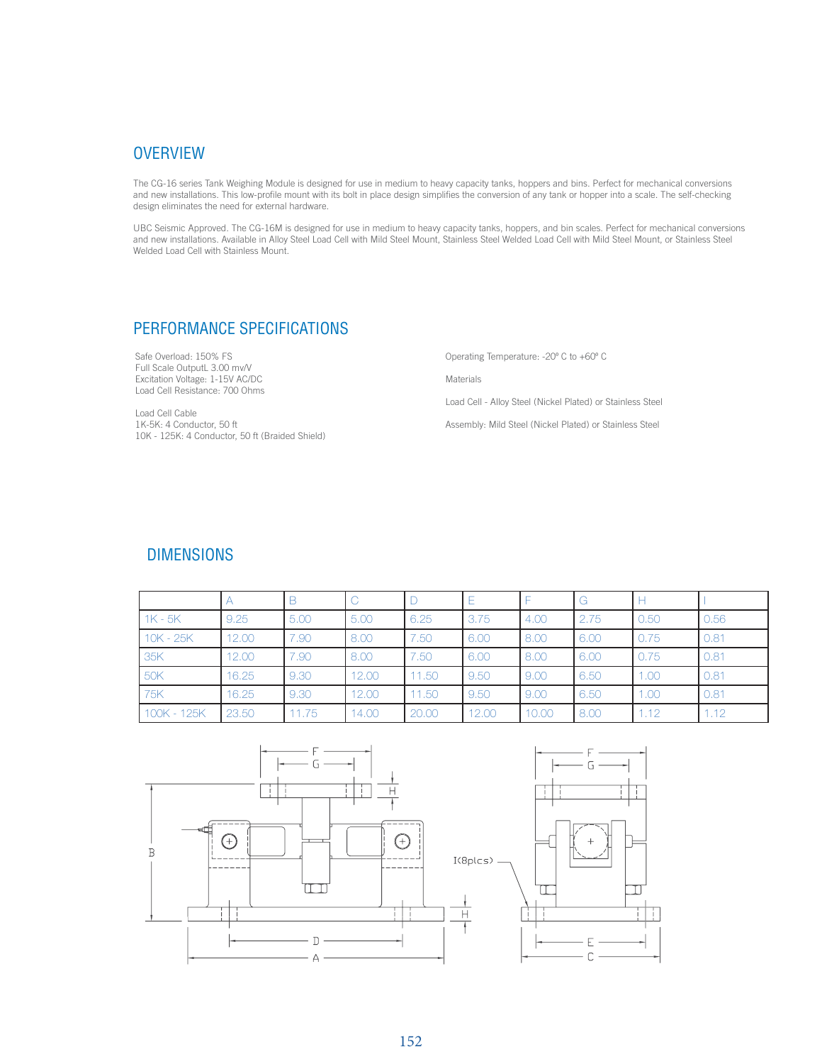## OVERVIEW

The CG-16 series Tank Weighing Module is designed for use in medium to heavy capacity tanks, hoppers and bins. Perfect for mechanical conversions and new installations. This low-profile mount with its bolt in place design simplifies the conversion of any tank or hopper into a scale. The self-checking design eliminates the need for external hardware.

UBC Seismic Approved. The CG-16M is designed for use in medium to heavy capacity tanks, hoppers, and bin scales. Perfect for mechanical conversions and new installations. Available in Alloy Steel Load Cell with Mild Steel Mount, Stainless Steel Welded Load Cell with Mild Steel Mount, or Stainless Steel Welded Load Cell with Stainless Mount.

## PERFORMANCE SPECIFICATIONS

Safe Overload: 150% FS
Full Scale OutputL 3.00 mv/V
Excitation Voltage: 1-15V AC/DC
Load Cell Resistance: 700 Ohms

Load Cell Cable
1K-5K: 4 Conductor, 50 ft
10K - 125K: 4 Conductor, 50 ft (Braided Shield)

Operating Temperature: -20° C to +60° C

Materials

Load Cell - Alloy Steel (Nickel Plated) or Stainless Steel

Assembly: Mild Steel (Nickel Plated) or Stainless Steel

## DIMENSIONS

| | A | B | C | D | E | F | G | H | I |
|---|---|---|---|---|---|---|---|---|---|
| 1K - 5K | 9.25 | 5.00 | 5.00 | 6.25 | 3.75 | 4.00 | 2.75 | 0.50 | 0.56 |
| 10K - 25K | 12.00 | 7.90 | 8.00 | 7.50 | 6.00 | 8.00 | 6.00 | 0.75 | 0.81 |
| 35K | 12.00 | 7.90 | 8.00 | 7.50 | 6.00 | 8.00 | 6.00 | 0.75 | 0.81 |
| 50K | 16.25 | 9.30 | 12.00 | 11.50 | 9.50 | 9.00 | 6.50 | 1.00 | 0.81 |
| 75K | 16.25 | 9.30 | 12.00 | 11.50 | 9.50 | 9.00 | 6.50 | 1.00 | 0.81 |
| 100K - 125K | 23.50 | 11.75 | 14.00 | 20.00 | 12.00 | 10.00 | 8.00 | 1.12 | 1.12 |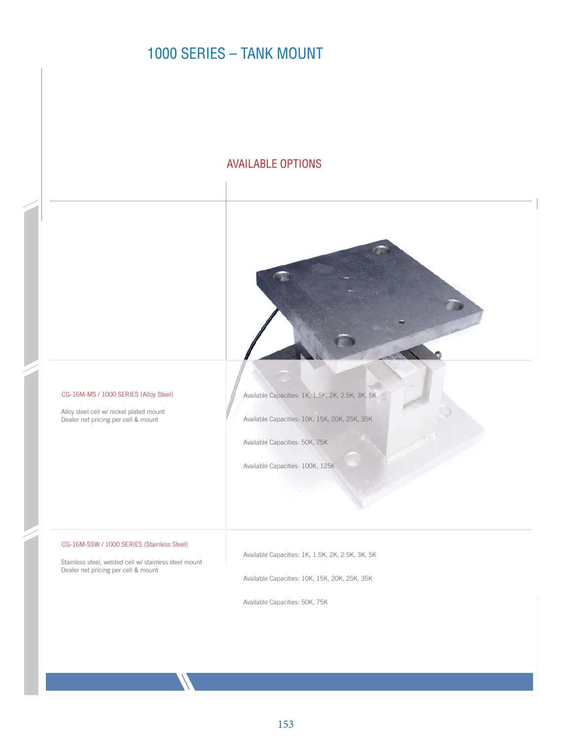# 1000 SERIES – TANK MOUNT

## AVAILABLE OPTIONS

| | |
|---|---|
| CG-16M-MS / 1000 SERIES (Alloy Steel)<br><br>Alloy steel cell w/ nickel plated mount<br>Dealer net pricing per cell & mount | Available Capacities: 1K, 1.5K, 2K, 2.5K, 3K, 5K<br><br>Available Capacities: 10K, 15K, 20K, 25K, 35K<br><br>Available Capacities: 50K, 75K<br><br>Available Capacities: 100K, 125K |
| CG-16M-SSW / 1000 SERIES (Stainless Steel)<br><br>Stainless steel, welded cell w/ stainless steel mount<br>Dealer net pricing per cell & mount | Available Capacities: 1K, 1.5K, 2K, 2.5K, 3K, 5K<br><br>Available Capacities: 10K, 15K, 20K, 25K, 35K<br><br>Available Capacities: 50K, 75K |